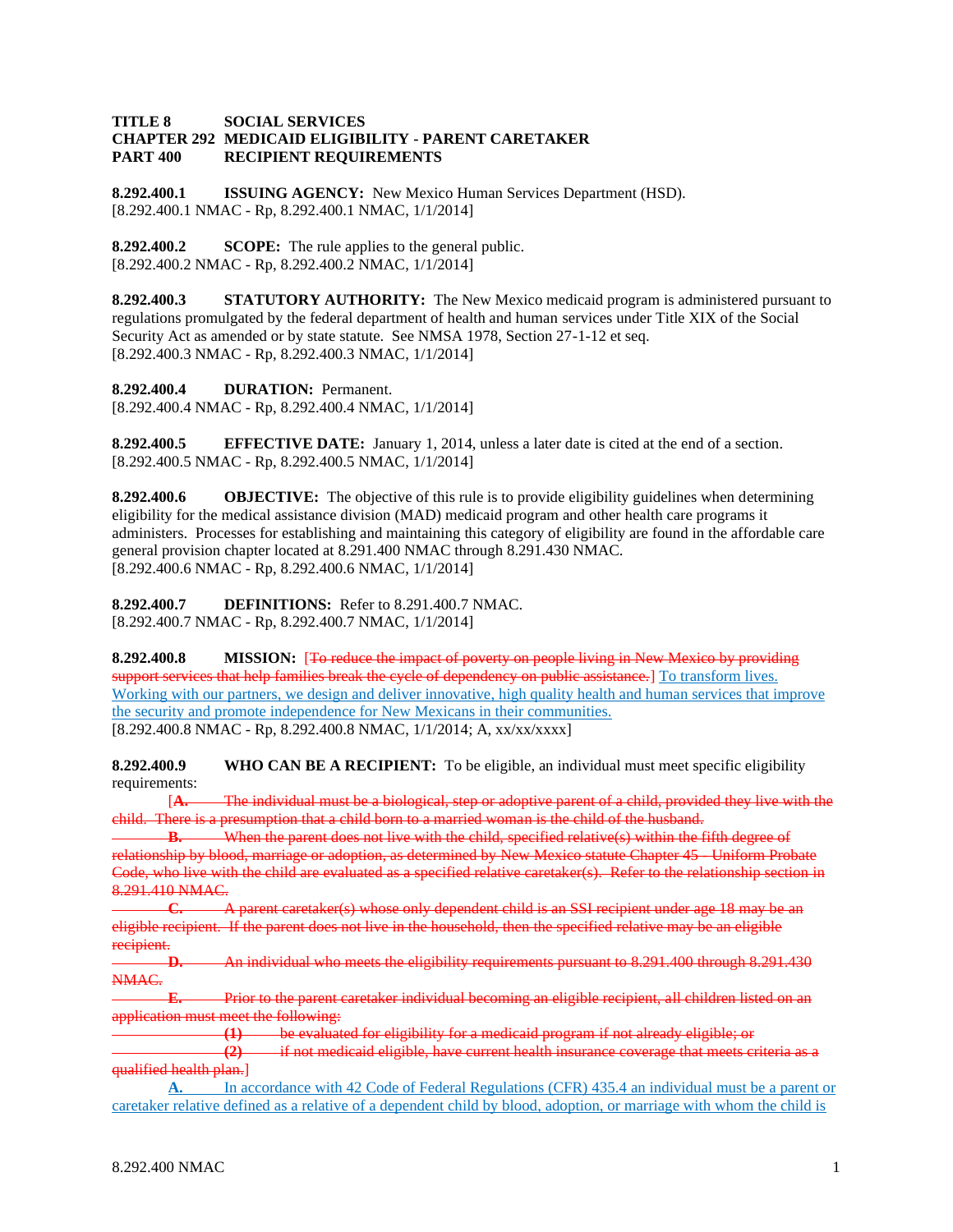**TITLE 8 SOCIAL SERVICES**
**CHAPTER 292 MEDICAID ELIGIBILITY - PARENT CARETAKER**
**PART 400 RECIPIENT REQUIREMENTS**

**8.292.400.1 ISSUING AGENCY:** New Mexico Human Services Department (HSD).
[8.292.400.1 NMAC - Rp, 8.292.400.1 NMAC, 1/1/2014]

**8.292.400.2 SCOPE:** The rule applies to the general public.
[8.292.400.2 NMAC - Rp, 8.292.400.2 NMAC, 1/1/2014]

**8.292.400.3 STATUTORY AUTHORITY:** The New Mexico medicaid program is administered pursuant to regulations promulgated by the federal department of health and human services under Title XIX of the Social Security Act as amended or by state statute. See NMSA 1978, Section 27-1-12 et seq.
[8.292.400.3 NMAC - Rp, 8.292.400.3 NMAC, 1/1/2014]

**8.292.400.4 DURATION:** Permanent.
[8.292.400.4 NMAC - Rp, 8.292.400.4 NMAC, 1/1/2014]

**8.292.400.5 EFFECTIVE DATE:** January 1, 2014, unless a later date is cited at the end of a section.
[8.292.400.5 NMAC - Rp, 8.292.400.5 NMAC, 1/1/2014]

**8.292.400.6 OBJECTIVE:** The objective of this rule is to provide eligibility guidelines when determining eligibility for the medical assistance division (MAD) medicaid program and other health care programs it administers. Processes for establishing and maintaining this category of eligibility are found in the affordable care general provision chapter located at 8.291.400 NMAC through 8.291.430 NMAC.
[8.292.400.6 NMAC - Rp, 8.292.400.6 NMAC, 1/1/2014]

**8.292.400.7 DEFINITIONS:** Refer to 8.291.400.7 NMAC.
[8.292.400.7 NMAC - Rp, 8.292.400.7 NMAC, 1/1/2014]

**8.292.400.8 MISSION:** [~~To reduce the impact of poverty on people living in New Mexico by providing support services that help families break the cycle of dependency on public assistance.~~] To transform lives. Working with our partners, we design and deliver innovative, high quality health and human services that improve the security and promote independence for New Mexicans in their communities.
[8.292.400.8 NMAC - Rp, 8.292.400.8 NMAC, 1/1/2014; A, xx/xx/xxxx]

**8.292.400.9 WHO CAN BE A RECIPIENT:** To be eligible, an individual must meet specific eligibility requirements:

[~~**A.** The individual must be a biological, step or adoptive parent of a child, provided they live with the child. There is a presumption that a child born to a married woman is the child of the husband.~~

~~**B.** When the parent does not live with the child, specified relative(s) within the fifth degree of relationship by blood, marriage or adoption, as determined by New Mexico statute Chapter 45 - Uniform Probate Code, who live with the child are evaluated as a specified relative caretaker(s). Refer to the relationship section in 8.291.410 NMAC.~~

~~**C.** A parent caretaker(s) whose only dependent child is an SSI recipient under age 18 may be an eligible recipient. If the parent does not live in the household, then the specified relative may be an eligible recipient.~~

~~**D.** An individual who meets the eligibility requirements pursuant to 8.291.400 through 8.291.430 NMAC.~~

~~**E.** Prior to the parent caretaker individual becoming an eligible recipient, all children listed on an application must meet the following:~~

~~**(1)** be evaluated for eligibility for a medicaid program if not already eligible; or~~

~~**(2)** if not medicaid eligible, have current health insurance coverage that meets criteria as a qualified health plan.~~]

**A.** In accordance with 42 Code of Federal Regulations (CFR) 435.4 an individual must be a parent or caretaker relative defined as a relative of a dependent child by blood, adoption, or marriage with whom the child is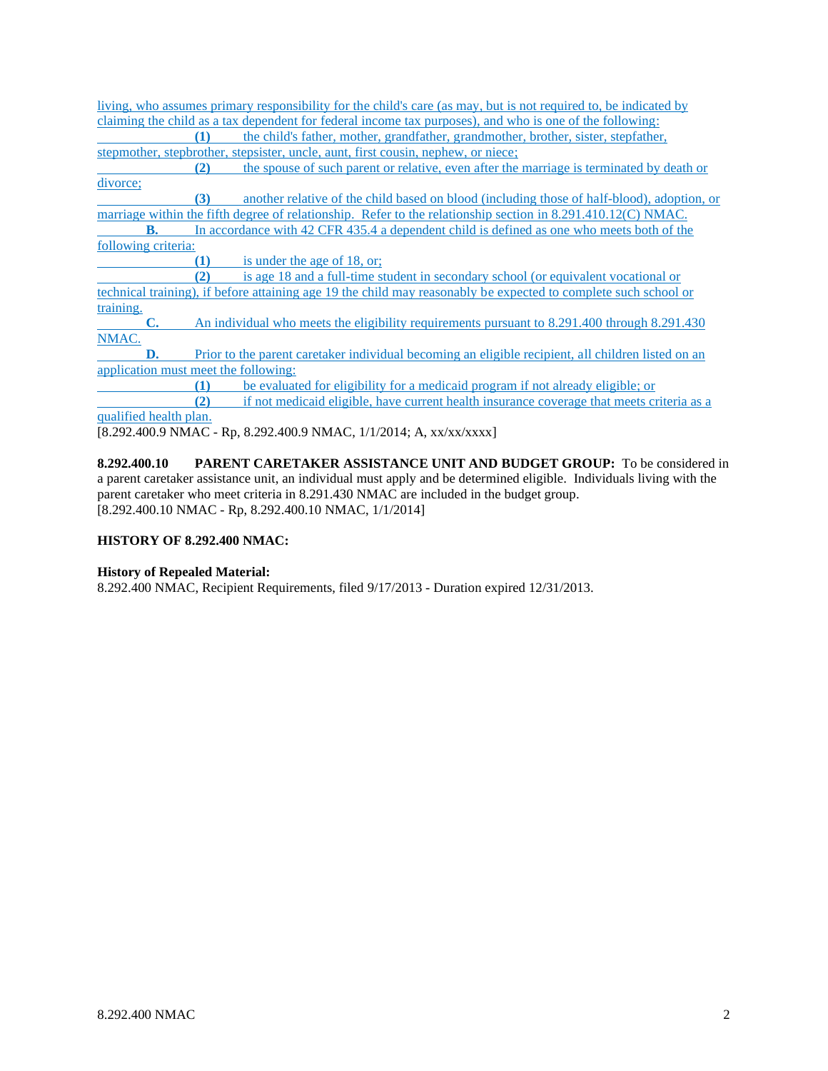living, who assumes primary responsibility for the child's care (as may, but is not required to, be indicated by claiming the child as a tax dependent for federal income tax purposes), and who is one of the following:

**(1)** the child's father, mother, grandfather, grandmother, brother, sister, stepfather, stepmother, stepbrother, stepsister, uncle, aunt, first cousin, nephew, or niece;

**(2)** the spouse of such parent or relative, even after the marriage is terminated by death or divorce;

**(3)** another relative of the child based on blood (including those of half-blood), adoption, or marriage within the fifth degree of relationship. Refer to the relationship section in 8.291.410.12(C) NMAC.

**B.** In accordance with 42 CFR 435.4 a dependent child is defined as one who meets both of the following criteria:

**(1)** is under the age of 18, or;

**(2)** is age 18 and a full-time student in secondary school (or equivalent vocational or technical training), if before attaining age 19 the child may reasonably be expected to complete such school or training.

**C.** An individual who meets the eligibility requirements pursuant to 8.291.400 through 8.291.430 NMAC.

**D.** Prior to the parent caretaker individual becoming an eligible recipient, all children listed on an application must meet the following:

**(1)** be evaluated for eligibility for a medicaid program if not already eligible; or

**(2)** if not medicaid eligible, have current health insurance coverage that meets criteria as a qualified health plan.

[8.292.400.9 NMAC - Rp, 8.292.400.9 NMAC, 1/1/2014; A, xx/xx/xxxx]

**8.292.400.10 PARENT CARETAKER ASSISTANCE UNIT AND BUDGET GROUP:** To be considered in a parent caretaker assistance unit, an individual must apply and be determined eligible. Individuals living with the parent caretaker who meet criteria in 8.291.430 NMAC are included in the budget group.
[8.292.400.10 NMAC - Rp, 8.292.400.10 NMAC, 1/1/2014]

**HISTORY OF 8.292.400 NMAC:**

**History of Repealed Material:**
8.292.400 NMAC, Recipient Requirements, filed 9/17/2013 - Duration expired 12/31/2013.